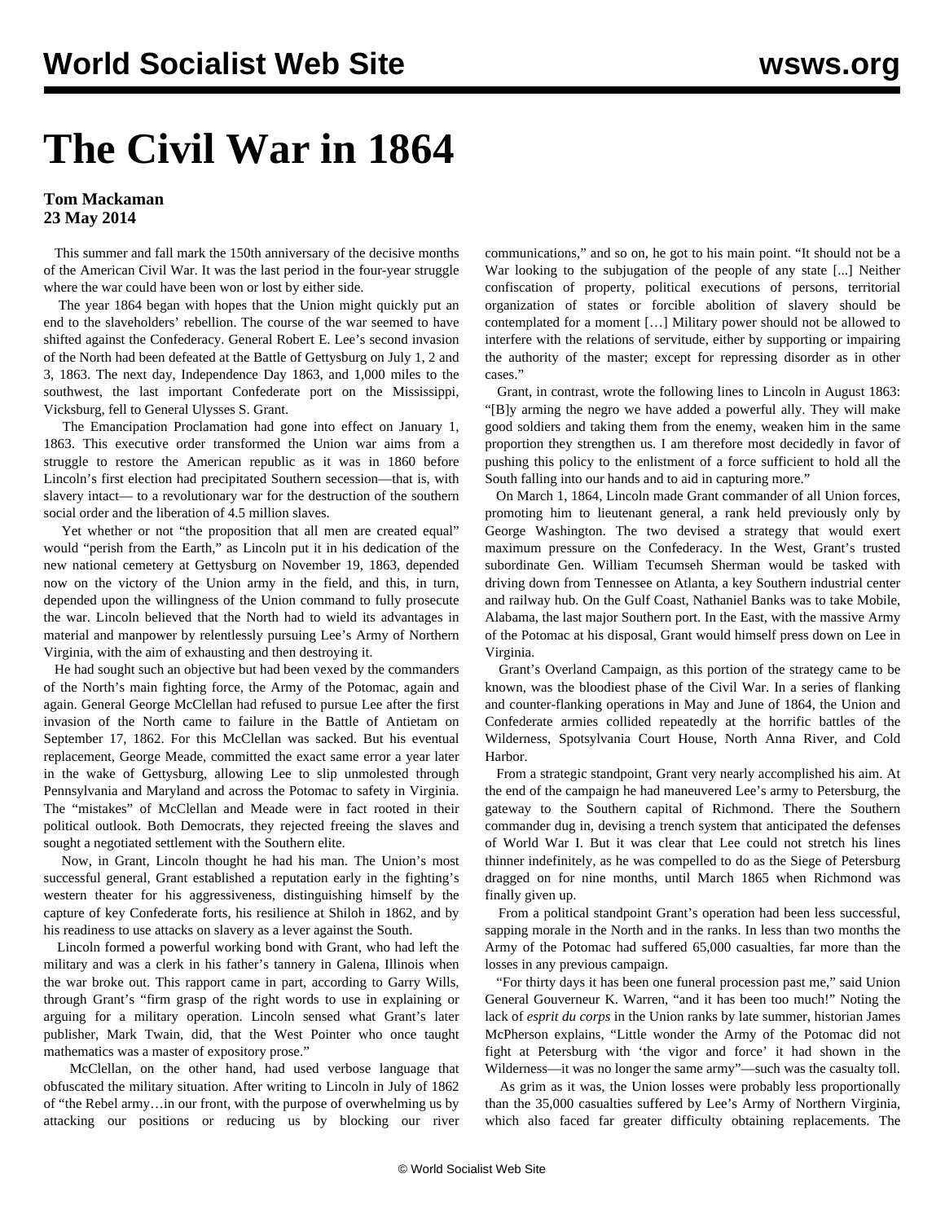# The Civil War in 1864

**Tom Mackaman**
**23 May 2014**

This summer and fall mark the 150th anniversary of the decisive months of the American Civil War. It was the last period in the four-year struggle where the war could have been won or lost by either side.

The year 1864 began with hopes that the Union might quickly put an end to the slaveholders' rebellion. The course of the war seemed to have shifted against the Confederacy. General Robert E. Lee's second invasion of the North had been defeated at the Battle of Gettysburg on July 1, 2 and 3, 1863. The next day, Independence Day 1863, and 1,000 miles to the southwest, the last important Confederate port on the Mississippi, Vicksburg, fell to General Ulysses S. Grant.

The Emancipation Proclamation had gone into effect on January 1, 1863. This executive order transformed the Union war aims from a struggle to restore the American republic as it was in 1860 before Lincoln's first election had precipitated Southern secession—that is, with slavery intact— to a revolutionary war for the destruction of the southern social order and the liberation of 4.5 million slaves.

Yet whether or not "the proposition that all men are created equal" would "perish from the Earth," as Lincoln put it in his dedication of the new national cemetery at Gettysburg on November 19, 1863, depended now on the victory of the Union army in the field, and this, in turn, depended upon the willingness of the Union command to fully prosecute the war. Lincoln believed that the North had to wield its advantages in material and manpower by relentlessly pursuing Lee's Army of Northern Virginia, with the aim of exhausting and then destroying it.

He had sought such an objective but had been vexed by the commanders of the North's main fighting force, the Army of the Potomac, again and again. General George McClellan had refused to pursue Lee after the first invasion of the North came to failure in the Battle of Antietam on September 17, 1862. For this McClellan was sacked. But his eventual replacement, George Meade, committed the exact same error a year later in the wake of Gettysburg, allowing Lee to slip unmolested through Pennsylvania and Maryland and across the Potomac to safety in Virginia. The "mistakes" of McClellan and Meade were in fact rooted in their political outlook. Both Democrats, they rejected freeing the slaves and sought a negotiated settlement with the Southern elite.

Now, in Grant, Lincoln thought he had his man. The Union's most successful general, Grant established a reputation early in the fighting's western theater for his aggressiveness, distinguishing himself by the capture of key Confederate forts, his resilience at Shiloh in 1862, and by his readiness to use attacks on slavery as a lever against the South.

Lincoln formed a powerful working bond with Grant, who had left the military and was a clerk in his father's tannery in Galena, Illinois when the war broke out. This rapport came in part, according to Garry Wills, through Grant's "firm grasp of the right words to use in explaining or arguing for a military operation. Lincoln sensed what Grant's later publisher, Mark Twain, did, that the West Pointer who once taught mathematics was a master of expository prose."

McClellan, on the other hand, had used verbose language that obfuscated the military situation. After writing to Lincoln in July of 1862 of "the Rebel army…in our front, with the purpose of overwhelming us by attacking our positions or reducing us by blocking our river communications," and so on, he got to his main point. "It should not be a War looking to the subjugation of the people of any state [...] Neither confiscation of property, political executions of persons, territorial organization of states or forcible abolition of slavery should be contemplated for a moment […] Military power should not be allowed to interfere with the relations of servitude, either by supporting or impairing the authority of the master; except for repressing disorder as in other cases."

Grant, in contrast, wrote the following lines to Lincoln in August 1863: "[B]y arming the negro we have added a powerful ally. They will make good soldiers and taking them from the enemy, weaken him in the same proportion they strengthen us. I am therefore most decidedly in favor of pushing this policy to the enlistment of a force sufficient to hold all the South falling into our hands and to aid in capturing more."

On March 1, 1864, Lincoln made Grant commander of all Union forces, promoting him to lieutenant general, a rank held previously only by George Washington. The two devised a strategy that would exert maximum pressure on the Confederacy. In the West, Grant's trusted subordinate Gen. William Tecumseh Sherman would be tasked with driving down from Tennessee on Atlanta, a key Southern industrial center and railway hub. On the Gulf Coast, Nathaniel Banks was to take Mobile, Alabama, the last major Southern port. In the East, with the massive Army of the Potomac at his disposal, Grant would himself press down on Lee in Virginia.

Grant's Overland Campaign, as this portion of the strategy came to be known, was the bloodiest phase of the Civil War. In a series of flanking and counter-flanking operations in May and June of 1864, the Union and Confederate armies collided repeatedly at the horrific battles of the Wilderness, Spotsylvania Court House, North Anna River, and Cold Harbor.

From a strategic standpoint, Grant very nearly accomplished his aim. At the end of the campaign he had maneuvered Lee's army to Petersburg, the gateway to the Southern capital of Richmond. There the Southern commander dug in, devising a trench system that anticipated the defenses of World War I. But it was clear that Lee could not stretch his lines thinner indefinitely, as he was compelled to do as the Siege of Petersburg dragged on for nine months, until March 1865 when Richmond was finally given up.

From a political standpoint Grant's operation had been less successful, sapping morale in the North and in the ranks. In less than two months the Army of the Potomac had suffered 65,000 casualties, far more than the losses in any previous campaign.

"For thirty days it has been one funeral procession past me," said Union General Gouverneur K. Warren, "and it has been too much!" Noting the lack of *esprit du corps* in the Union ranks by late summer, historian James McPherson explains, "Little wonder the Army of the Potomac did not fight at Petersburg with 'the vigor and force' it had shown in the Wilderness—it was no longer the same army"—such was the casualty toll.

As grim as it was, the Union losses were probably less proportionally than the 35,000 casualties suffered by Lee's Army of Northern Virginia, which also faced far greater difficulty obtaining replacements. The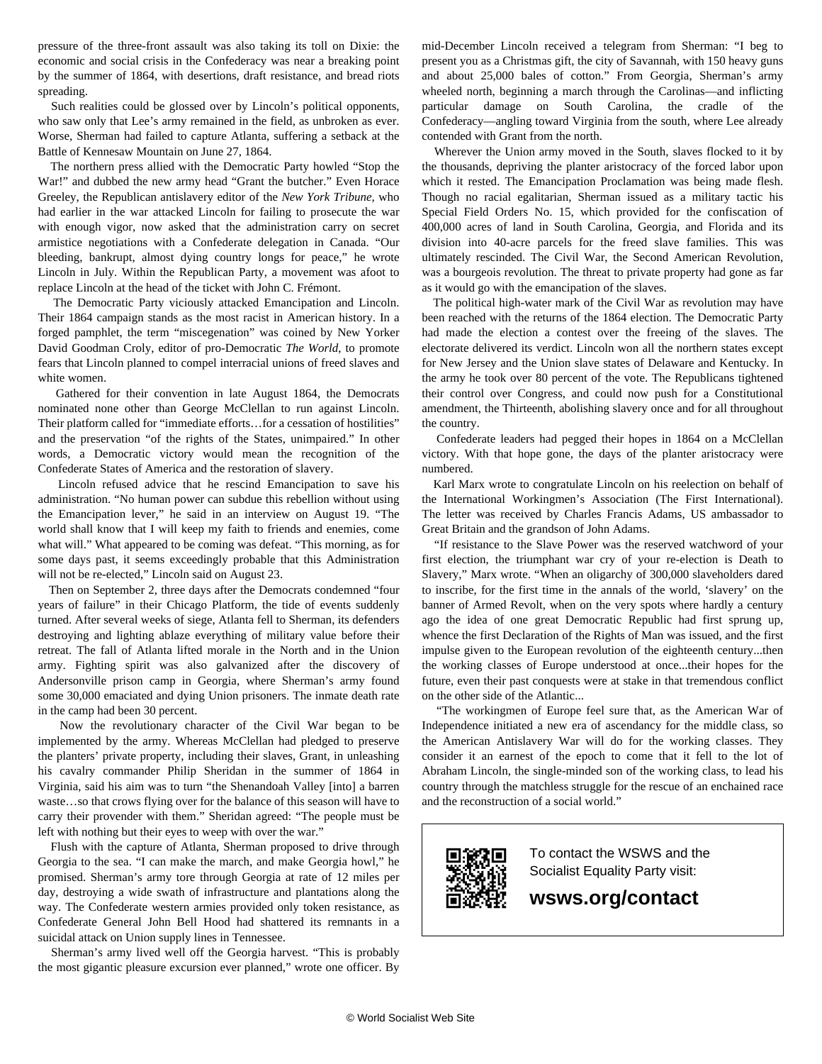pressure of the three-front assault was also taking its toll on Dixie: the economic and social crisis in the Confederacy was near a breaking point by the summer of 1864, with desertions, draft resistance, and bread riots spreading.

Such realities could be glossed over by Lincoln's political opponents, who saw only that Lee's army remained in the field, as unbroken as ever. Worse, Sherman had failed to capture Atlanta, suffering a setback at the Battle of Kennesaw Mountain on June 27, 1864.

The northern press allied with the Democratic Party howled "Stop the War!" and dubbed the new army head "Grant the butcher." Even Horace Greeley, the Republican antislavery editor of the *New York Tribune,* who had earlier in the war attacked Lincoln for failing to prosecute the war with enough vigor, now asked that the administration carry on secret armistice negotiations with a Confederate delegation in Canada. "Our bleeding, bankrupt, almost dying country longs for peace," he wrote Lincoln in July. Within the Republican Party, a movement was afoot to replace Lincoln at the head of the ticket with John C. Frémont.

The Democratic Party viciously attacked Emancipation and Lincoln. Their 1864 campaign stands as the most racist in American history. In a forged pamphlet, the term "miscegenation" was coined by New Yorker David Goodman Croly, editor of pro-Democratic *The World*, to promote fears that Lincoln planned to compel interracial unions of freed slaves and white women.

Gathered for their convention in late August 1864, the Democrats nominated none other than George McClellan to run against Lincoln. Their platform called for "immediate efforts…for a cessation of hostilities" and the preservation "of the rights of the States, unimpaired." In other words, a Democratic victory would mean the recognition of the Confederate States of America and the restoration of slavery.

Lincoln refused advice that he rescind Emancipation to save his administration. "No human power can subdue this rebellion without using the Emancipation lever," he said in an interview on August 19. "The world shall know that I will keep my faith to friends and enemies, come what will." What appeared to be coming was defeat. "This morning, as for some days past, it seems exceedingly probable that this Administration will not be re-elected," Lincoln said on August 23.

Then on September 2, three days after the Democrats condemned "four years of failure" in their Chicago Platform, the tide of events suddenly turned. After several weeks of siege, Atlanta fell to Sherman, its defenders destroying and lighting ablaze everything of military value before their retreat. The fall of Atlanta lifted morale in the North and in the Union army. Fighting spirit was also galvanized after the discovery of Andersonville prison camp in Georgia, where Sherman's army found some 30,000 emaciated and dying Union prisoners. The inmate death rate in the camp had been 30 percent.

Now the revolutionary character of the Civil War began to be implemented by the army. Whereas McClellan had pledged to preserve the planters' private property, including their slaves, Grant, in unleashing his cavalry commander Philip Sheridan in the summer of 1864 in Virginia, said his aim was to turn "the Shenandoah Valley [into] a barren waste…so that crows flying over for the balance of this season will have to carry their provender with them." Sheridan agreed: "The people must be left with nothing but their eyes to weep with over the war."

Flush with the capture of Atlanta, Sherman proposed to drive through Georgia to the sea. "I can make the march, and make Georgia howl," he promised. Sherman's army tore through Georgia at rate of 12 miles per day, destroying a wide swath of infrastructure and plantations along the way. The Confederate western armies provided only token resistance, as Confederate General John Bell Hood had shattered its remnants in a suicidal attack on Union supply lines in Tennessee.

Sherman's army lived well off the Georgia harvest. "This is probably the most gigantic pleasure excursion ever planned," wrote one officer. By mid-December Lincoln received a telegram from Sherman: "I beg to present you as a Christmas gift, the city of Savannah, with 150 heavy guns and about 25,000 bales of cotton." From Georgia, Sherman's army wheeled north, beginning a march through the Carolinas—and inflicting particular damage on South Carolina, the cradle of the Confederacy—angling toward Virginia from the south, where Lee already contended with Grant from the north.

Wherever the Union army moved in the South, slaves flocked to it by the thousands, depriving the planter aristocracy of the forced labor upon which it rested. The Emancipation Proclamation was being made flesh. Though no racial egalitarian, Sherman issued as a military tactic his Special Field Orders No. 15, which provided for the confiscation of 400,000 acres of land in South Carolina, Georgia, and Florida and its division into 40-acre parcels for the freed slave families. This was ultimately rescinded. The Civil War, the Second American Revolution, was a bourgeois revolution. The threat to private property had gone as far as it would go with the emancipation of the slaves.

The political high-water mark of the Civil War as revolution may have been reached with the returns of the 1864 election. The Democratic Party had made the election a contest over the freeing of the slaves. The electorate delivered its verdict. Lincoln won all the northern states except for New Jersey and the Union slave states of Delaware and Kentucky. In the army he took over 80 percent of the vote. The Republicans tightened their control over Congress, and could now push for a Constitutional amendment, the Thirteenth, abolishing slavery once and for all throughout the country.

Confederate leaders had pegged their hopes in 1864 on a McClellan victory. With that hope gone, the days of the planter aristocracy were numbered.

Karl Marx wrote to congratulate Lincoln on his reelection on behalf of the International Workingmen's Association (The First International). The letter was received by Charles Francis Adams, US ambassador to Great Britain and the grandson of John Adams.

"If resistance to the Slave Power was the reserved watchword of your first election, the triumphant war cry of your re-election is Death to Slavery," Marx wrote. "When an oligarchy of 300,000 slaveholders dared to inscribe, for the first time in the annals of the world, 'slavery' on the banner of Armed Revolt, when on the very spots where hardly a century ago the idea of one great Democratic Republic had first sprung up, whence the first Declaration of the Rights of Man was issued, and the first impulse given to the European revolution of the eighteenth century...then the working classes of Europe understood at once...their hopes for the future, even their past conquests were at stake in that tremendous conflict on the other side of the Atlantic...

"The workingmen of Europe feel sure that, as the American War of Independence initiated a new era of ascendancy for the middle class, so the American Antislavery War will do for the working classes. They consider it an earnest of the epoch to come that it fell to the lot of Abraham Lincoln, the single-minded son of the working class, to lead his country through the matchless struggle for the rescue of an enchained race and the reconstruction of a social world."

To contact the WSWS and the Socialist Equality Party visit:

**wsws.org/contact**